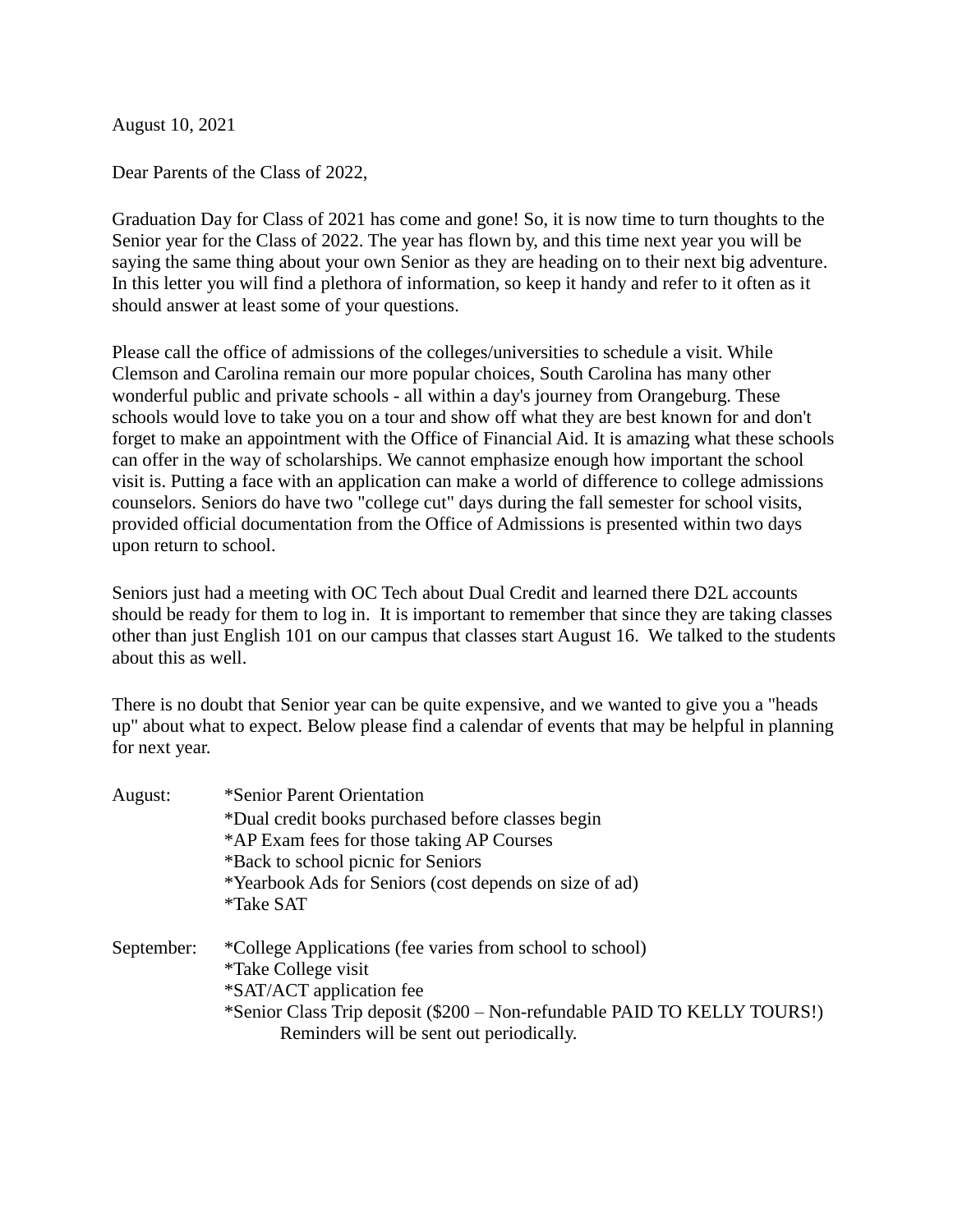August 10, 2021

Dear Parents of the Class of 2022,

Graduation Day for Class of 2021 has come and gone! So, it is now time to turn thoughts to the Senior year for the Class of 2022. The year has flown by, and this time next year you will be saying the same thing about your own Senior as they are heading on to their next big adventure. In this letter you will find a plethora of information, so keep it handy and refer to it often as it should answer at least some of your questions.

Please call the office of admissions of the colleges/universities to schedule a visit. While Clemson and Carolina remain our more popular choices, South Carolina has many other wonderful public and private schools - all within a day's journey from Orangeburg. These schools would love to take you on a tour and show off what they are best known for and don't forget to make an appointment with the Office of Financial Aid. It is amazing what these schools can offer in the way of scholarships. We cannot emphasize enough how important the school visit is. Putting a face with an application can make a world of difference to college admissions counselors. Seniors do have two "college cut" days during the fall semester for school visits, provided official documentation from the Office of Admissions is presented within two days upon return to school.

Seniors just had a meeting with OC Tech about Dual Credit and learned there D2L accounts should be ready for them to log in. It is important to remember that since they are taking classes other than just English 101 on our campus that classes start August 16. We talked to the students about this as well.

There is no doubt that Senior year can be quite expensive, and we wanted to give you a "heads up" about what to expect. Below please find a calendar of events that may be helpful in planning for next year.

August:
*Senior Parent Orientation
*Dual credit books purchased before classes begin
*AP Exam fees for those taking AP Courses
*Back to school picnic for Seniors
*Yearbook Ads for Seniors (cost depends on size of ad)
*Take SAT

September:
*College Applications (fee varies from school to school)
*Take College visit
*SAT/ACT application fee
*Senior Class Trip deposit ($200 – Non-refundable PAID TO KELLY TOURS!)
Reminders will be sent out periodically.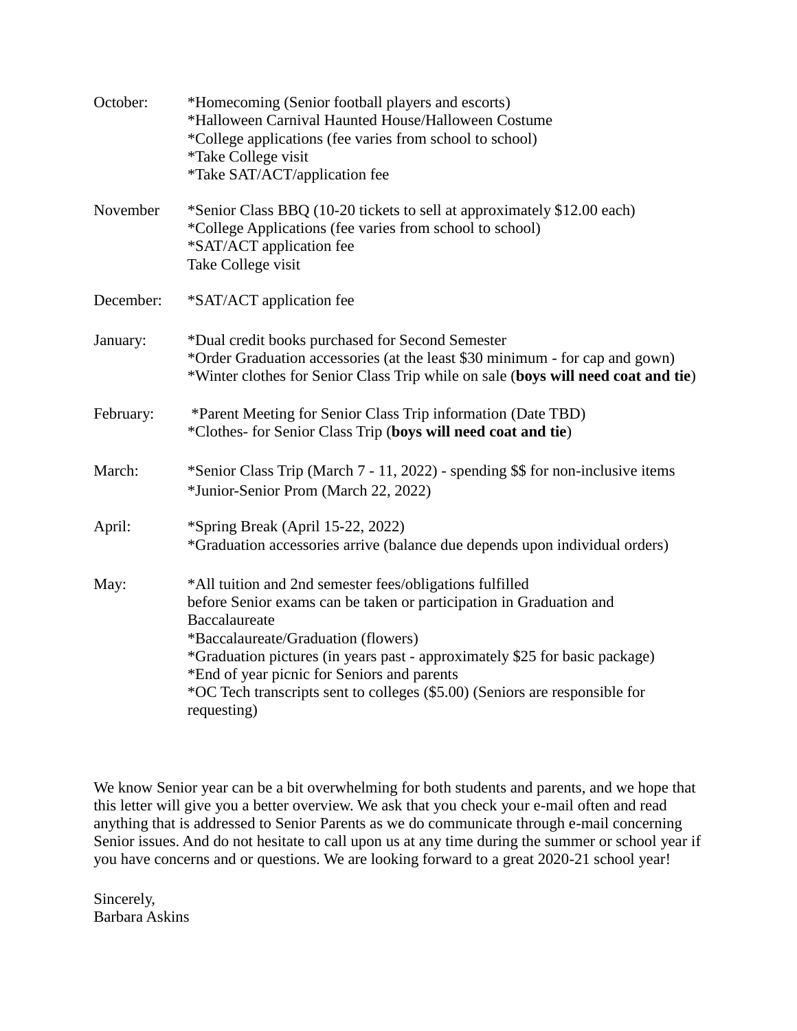October: *Homecoming (Senior football players and escorts)
*Halloween Carnival Haunted House/Halloween Costume
*College applications (fee varies from school to school)
*Take College visit
*Take SAT/ACT/application fee

November *Senior Class BBQ (10-20 tickets to sell at approximately $12.00 each)
*College Applications (fee varies from school to school)
*SAT/ACT application fee
Take College visit

December: *SAT/ACT application fee

January: *Dual credit books purchased for Second Semester
*Order Graduation accessories (at the least $30 minimum - for cap and gown)
*Winter clothes for Senior Class Trip while on sale (**boys will need coat and tie**)

February: *Parent Meeting for Senior Class Trip information (Date TBD)
*Clothes- for Senior Class Trip (**boys will need coat and tie**)

March: *Senior Class Trip (March 7 - 11, 2022) - spending $$ for non-inclusive items
*Junior-Senior Prom (March 22, 2022)

April: *Spring Break (April 15-22, 2022)
*Graduation accessories arrive (balance due depends upon individual orders)

May: *All tuition and 2nd semester fees/obligations fulfilled
before Senior exams can be taken or participation in Graduation and Baccalaureate
*Baccalaureate/Graduation (flowers)
*Graduation pictures (in years past - approximately $25 for basic package)
*End of year picnic for Seniors and parents
*OC Tech transcripts sent to colleges ($5.00) (Seniors are responsible for requesting)

We know Senior year can be a bit overwhelming for both students and parents, and we hope that this letter will give you a better overview. We ask that you check your e-mail often and read anything that is addressed to Senior Parents as we do communicate through e-mail concerning Senior issues. And do not hesitate to call upon us at any time during the summer or school year if you have concerns and or questions. We are looking forward to a great 2020-21 school year!

Sincerely,
Barbara Askins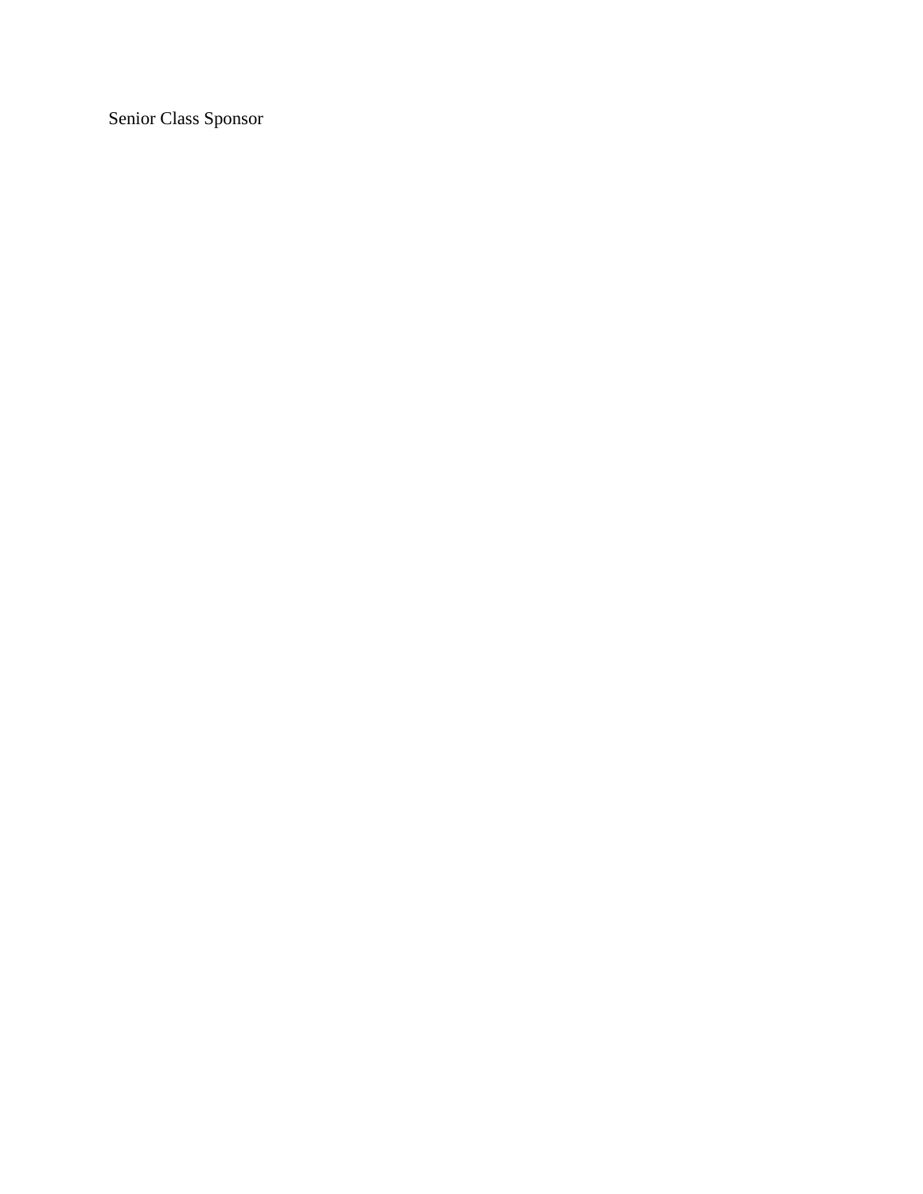Senior Class Sponsor